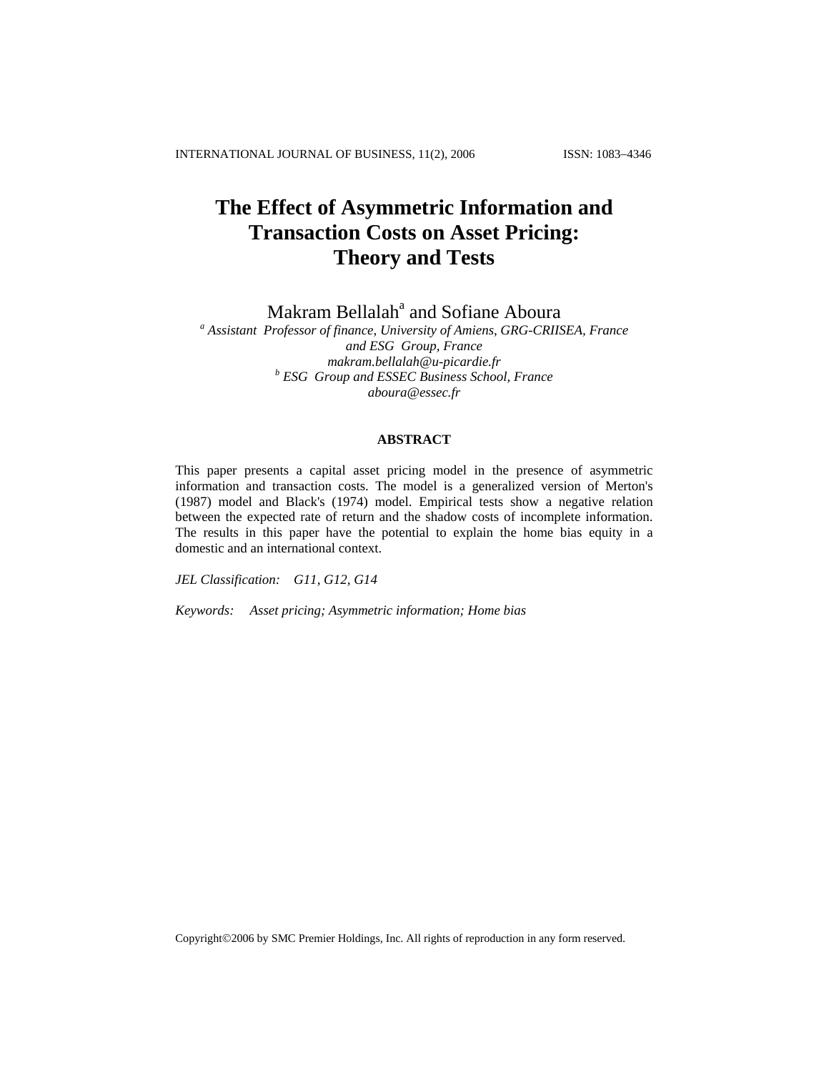# The Effect of Asymmetric Information and Transaction Costs on Asset Pricing: Theory and Tests

Makram Bellalah[a] and Sofiane Aboura

*[a] Assistant Professor of finance, University of Amiens, GRG-CRIISEA, France and ESG Group, France*
*makram.bellalah@u-picardie.fr*
*[b] ESG Group and ESSEC Business School, France*
*aboura@essec.fr*

**ABSTRACT**

This paper presents a capital asset pricing model in the presence of asymmetric information and transaction costs. The model is a generalized version of Merton's (1987) model and Black's (1974) model. Empirical tests show a negative relation between the expected rate of return and the shadow costs of incomplete information. The results in this paper have the potential to explain the home bias equity in a domestic and an international context.

*JEL Classification:* *G11, G12, G14*

*Keywords:* *Asset pricing; Asymmetric information; Home bias*

Copyright©2006 by SMC Premier Holdings, Inc. All rights of reproduction in any form reserved.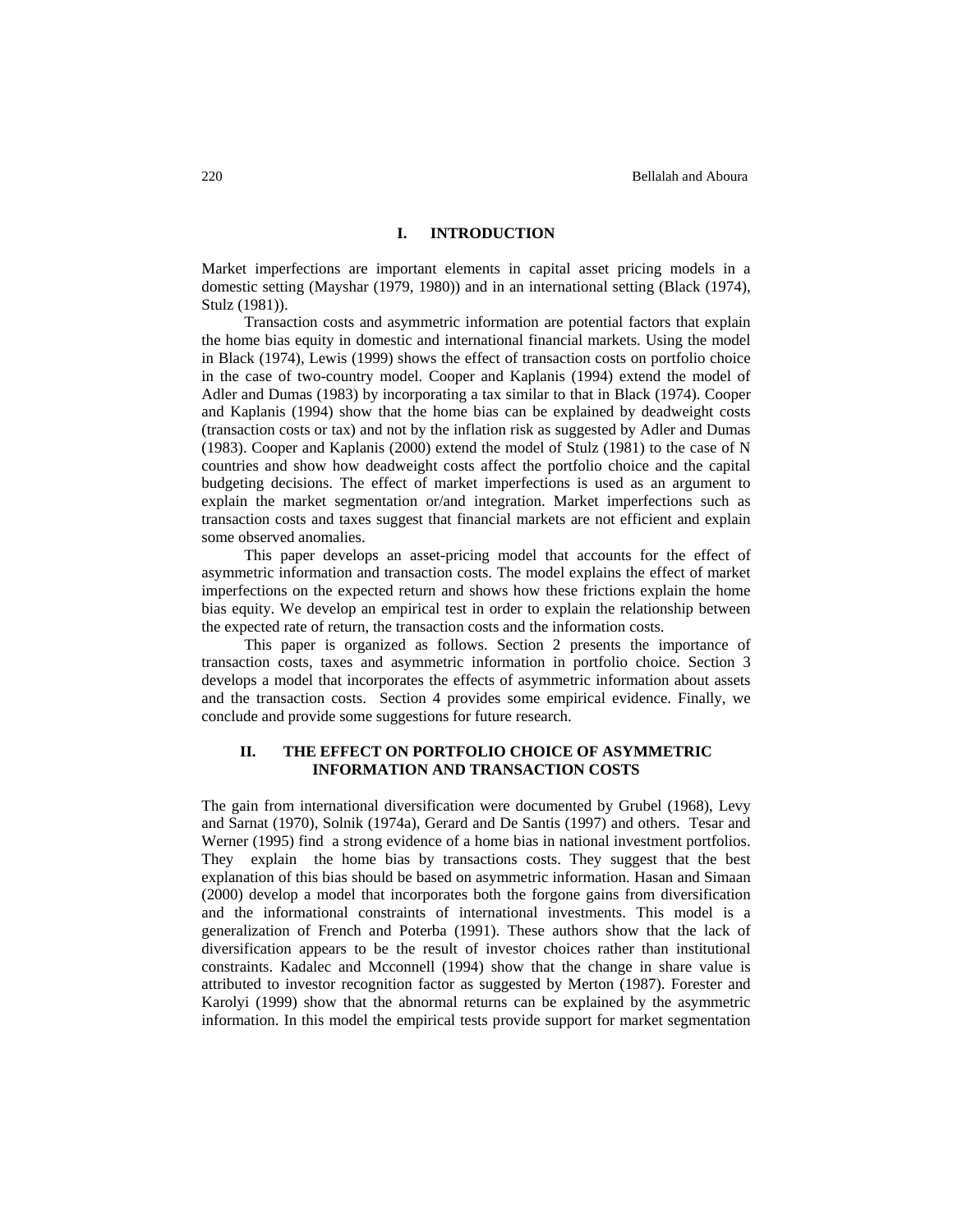## I. INTRODUCTION

Market imperfections are important elements in capital asset pricing models in a domestic setting (Mayshar (1979, 1980)) and in an international setting (Black (1974), Stulz (1981)).

Transaction costs and asymmetric information are potential factors that explain the home bias equity in domestic and international financial markets. Using the model in Black (1974), Lewis (1999) shows the effect of transaction costs on portfolio choice in the case of two-country model. Cooper and Kaplanis (1994) extend the model of Adler and Dumas (1983) by incorporating a tax similar to that in Black (1974). Cooper and Kaplanis (1994) show that the home bias can be explained by deadweight costs (transaction costs or tax) and not by the inflation risk as suggested by Adler and Dumas (1983). Cooper and Kaplanis (2000) extend the model of Stulz (1981) to the case of N countries and show how deadweight costs affect the portfolio choice and the capital budgeting decisions. The effect of market imperfections is used as an argument to explain the market segmentation or/and integration. Market imperfections such as transaction costs and taxes suggest that financial markets are not efficient and explain some observed anomalies.

This paper develops an asset-pricing model that accounts for the effect of asymmetric information and transaction costs. The model explains the effect of market imperfections on the expected return and shows how these frictions explain the home bias equity. We develop an empirical test in order to explain the relationship between the expected rate of return, the transaction costs and the information costs.

This paper is organized as follows. Section 2 presents the importance of transaction costs, taxes and asymmetric information in portfolio choice. Section 3 develops a model that incorporates the effects of asymmetric information about assets and the transaction costs. Section 4 provides some empirical evidence. Finally, we conclude and provide some suggestions for future research.

## II. THE EFFECT ON PORTFOLIO CHOICE OF ASYMMETRIC INFORMATION AND TRANSACTION COSTS

The gain from international diversification were documented by Grubel (1968), Levy and Sarnat (1970), Solnik (1974a), Gerard and De Santis (1997) and others. Tesar and Werner (1995) find a strong evidence of a home bias in national investment portfolios. They explain the home bias by transactions costs. They suggest that the best explanation of this bias should be based on asymmetric information. Hasan and Simaan (2000) develop a model that incorporates both the forgone gains from diversification and the informational constraints of international investments. This model is a generalization of French and Poterba (1991). These authors show that the lack of diversification appears to be the result of investor choices rather than institutional constraints. Kadalec and Mcconnell (1994) show that the change in share value is attributed to investor recognition factor as suggested by Merton (1987). Forester and Karolyi (1999) show that the abnormal returns can be explained by the asymmetric information. In this model the empirical tests provide support for market segmentation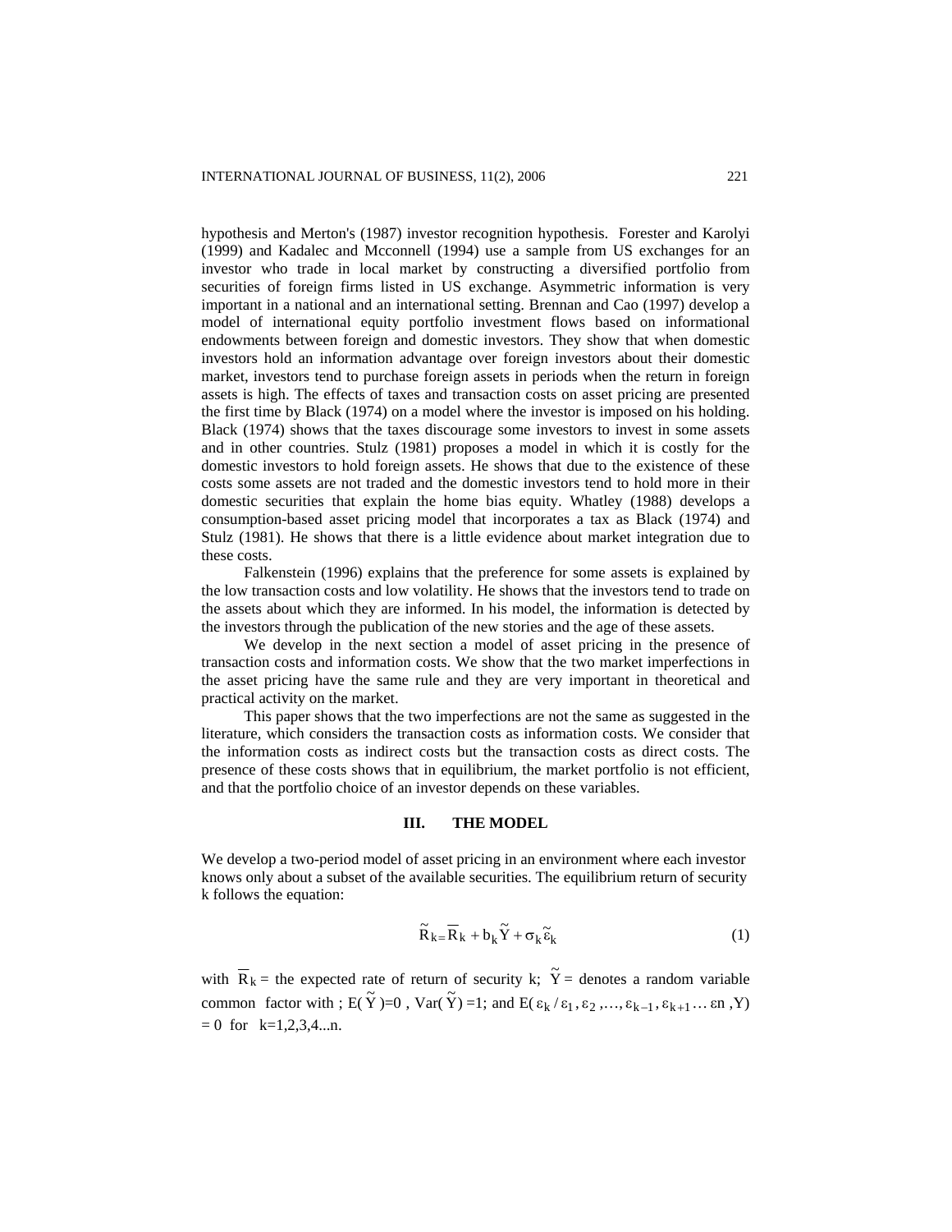hypothesis and Merton's (1987) investor recognition hypothesis. Forester and Karolyi (1999) and Kadalec and Mcconnell (1994) use a sample from US exchanges for an investor who trade in local market by constructing a diversified portfolio from securities of foreign firms listed in US exchange. Asymmetric information is very important in a national and an international setting. Brennan and Cao (1997) develop a model of international equity portfolio investment flows based on informational endowments between foreign and domestic investors. They show that when domestic investors hold an information advantage over foreign investors about their domestic market, investors tend to purchase foreign assets in periods when the return in foreign assets is high. The effects of taxes and transaction costs on asset pricing are presented the first time by Black (1974) on a model where the investor is imposed on his holding. Black (1974) shows that the taxes discourage some investors to invest in some assets and in other countries. Stulz (1981) proposes a model in which it is costly for the domestic investors to hold foreign assets. He shows that due to the existence of these costs some assets are not traded and the domestic investors tend to hold more in their domestic securities that explain the home bias equity. Whatley (1988) develops a consumption-based asset pricing model that incorporates a tax as Black (1974) and Stulz (1981). He shows that there is a little evidence about market integration due to these costs.

Falkenstein (1996) explains that the preference for some assets is explained by the low transaction costs and low volatility. He shows that the investors tend to trade on the assets about which they are informed. In his model, the information is detected by the investors through the publication of the new stories and the age of these assets.

We develop in the next section a model of asset pricing in the presence of transaction costs and information costs. We show that the two market imperfections in the asset pricing have the same rule and they are very important in theoretical and practical activity on the market.

This paper shows that the two imperfections are not the same as suggested in the literature, which considers the transaction costs as information costs. We consider that the information costs as indirect costs but the transaction costs as direct costs. The presence of these costs shows that in equilibrium, the market portfolio is not efficient, and that the portfolio choice of an investor depends on these variables.

## III. THE MODEL

We develop a two-period model of asset pricing in an environment where each investor knows only about a subset of the available securities. The equilibrium return of security k follows the equation:

$$\tilde{R}_k = \overline{R}_k + b_k \tilde{Y} + \sigma_k \tilde{\varepsilon}_k \tag{1}$$

with $\overline{R}_k$ = the expected rate of return of security k; $\tilde{Y}$ = denotes a random variable common factor with ; $E(\tilde{Y})=0$ , $Var(\tilde{Y})=1$; and $E(\varepsilon_k / \varepsilon_1, \varepsilon_2, \ldots, \varepsilon_{k-1}, \varepsilon_{k+1} \ldots \varepsilon n, Y) = 0$ for $k=1,2,3,4...n$.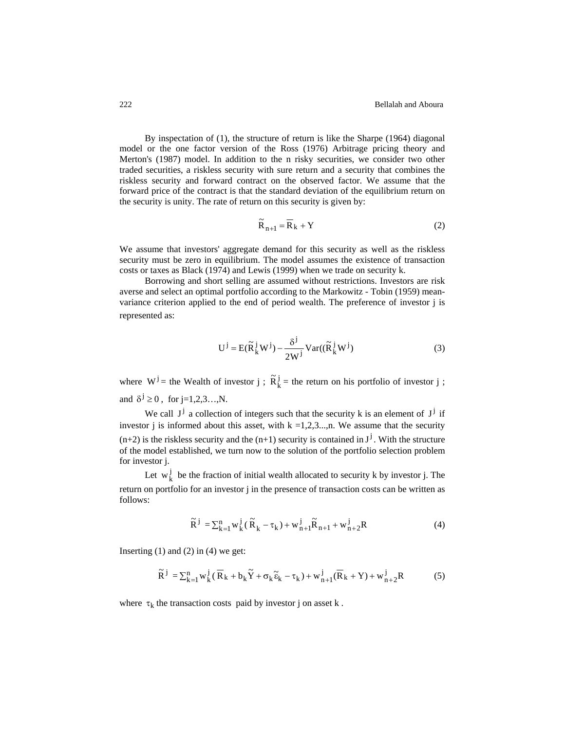By inspection of (1), the structure of return is like the Sharpe (1964) diagonal model or the one factor version of the Ross (1976) Arbitrage pricing theory and Merton's (1987) model. In addition to the n risky securities, we consider two other traded securities, a riskless security with sure return and a security that combines the riskless security and forward contract on the observed factor. We assume that the forward price of the contract is that the standard deviation of the equilibrium return on the security is unity. The rate of return on this security is given by:

$$\tilde{R}_{n+1} = \overline{R}_k + Y \tag{2}$$

We assume that investors' aggregate demand for this security as well as the riskless security must be zero in equilibrium. The model assumes the existence of transaction costs or taxes as Black (1974) and Lewis (1999) when we trade on security k.

Borrowing and short selling are assumed without restrictions. Investors are risk averse and select an optimal portfolio according to the Markowitz - Tobin (1959) mean-variance criterion applied to the end of period wealth. The preference of investor j is represented as:

$$U^j = E(\tilde{R}_k^j W^j) - \frac{\delta^j}{2W^j} \mathrm{Var}((\tilde{R}_k^j W^j) \tag{3}$$

where $W^j$ = the Wealth of investor j ; $\tilde{R}_k^j$ = the return on his portfolio of investor j ; and $\delta^j \geq 0$ , for j=1,2,3…,N.

We call $J^j$ a collection of integers such that the security k is an element of $J^j$ if investor j is informed about this asset, with k =1,2,3...,n. We assume that the security (n+2) is the riskless security and the (n+1) security is contained in $J^j$. With the structure of the model established, we turn now to the solution of the portfolio selection problem for investor j.

Let $w_k^j$ be the fraction of initial wealth allocated to security k by investor j. The return on portfolio for an investor j in the presence of transaction costs can be written as follows:

$$\tilde{R}^j = \sum_{k=1}^{n} w_k^j (\tilde{R}_k - \tau_k) + w_{n+1}^j \tilde{R}_{n+1} + w_{n+2}^j R \tag{4}$$

Inserting (1) and (2) in (4) we get:

$$\tilde{R}^j = \sum_{k=1}^{n} w_k^j (\overline{R}_k + b_k \tilde{Y} + \sigma_k \tilde{\varepsilon}_k - \tau_k) + w_{n+1}^j (\overline{R}_k + Y) + w_{n+2}^j R \tag{5}$$

where $\tau_k$ the transaction costs paid by investor j on asset k .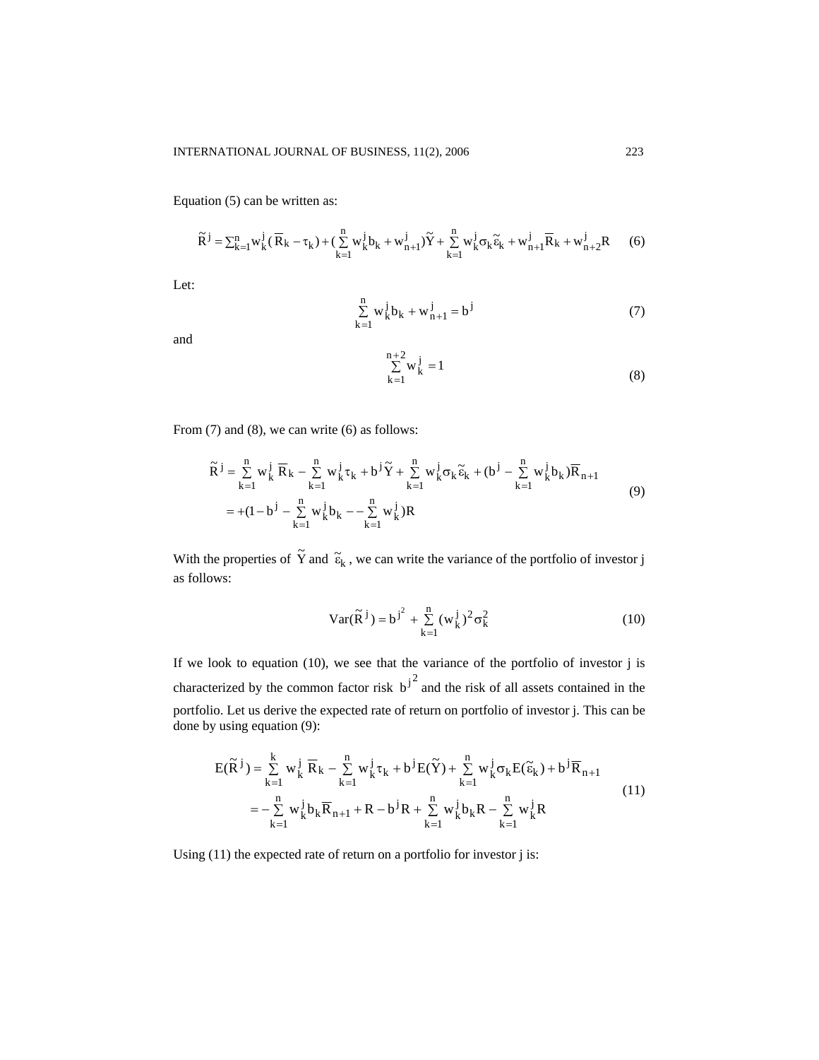Equation (5) can be written as:

$$\tilde{R}^j = \sum_{k=1}^{n} w_k^j (\overline{R}_k - \tau_k) + (\sum_{k=1}^{n} w_k^j b_k + w_{n+1}^j)\tilde{Y} + \sum_{k=1}^{n} w_k^j \sigma_k \tilde{\varepsilon}_k + w_{n+1}^j \overline{R}_k + w_{n+2}^j R \tag{6}$$

Let:

$$\sum_{k=1}^{n} w_k^j b_k + w_{n+1}^j = b^j \tag{7}$$

and

$$\sum_{k=1}^{n+2} w_k^j = 1 \tag{8}$$

From (7) and (8), we can write (6) as follows:

$$\begin{aligned} \tilde{R}^j = & \sum_{k=1}^{n} w_k^j \overline{R}_k - \sum_{k=1}^{n} w_k^j \tau_k + b^j \tilde{Y} + \sum_{k=1}^{n} w_k^j \sigma_k \tilde{\varepsilon}_k + (b^j - \sum_{k=1}^{n} w_k^j b_k)\overline{R}_{n+1} \\ & = +(1 - b^j - \sum_{k=1}^{n} w_k^j b_k - - \sum_{k=1}^{n} w_k^j)R \end{aligned} \tag{9}$$

With the properties of $\tilde{Y}$ and $\tilde{\varepsilon}_k$, we can write the variance of the portfolio of investor j as follows:

$$\mathrm{Var}(\tilde{R}^j) = b^{j^2} + \sum_{k=1}^{n} (w_k^j)^2 \sigma_k^2 \tag{10}$$

If we look to equation (10), we see that the variance of the portfolio of investor j is characterized by the common factor risk $b^{j^2}$ and the risk of all assets contained in the portfolio. Let us derive the expected rate of return on portfolio of investor j. This can be done by using equation (9):

$$\begin{aligned} E(\tilde{R}^j) = & \sum_{k=1}^{k} w_k^j \overline{R}_k - \sum_{k=1}^{n} w_k^j \tau_k + b^j E(\tilde{Y}) + \sum_{k=1}^{n} w_k^j \sigma_k E(\tilde{\varepsilon}_k) + b^j \overline{R}_{n+1} \\ & = - \sum_{k=1}^{n} w_k^j b_k \overline{R}_{n+1} + R - b^j R + \sum_{k=1}^{n} w_k^j b_k R - \sum_{k=1}^{n} w_k^j R \end{aligned} \tag{11}$$

Using (11) the expected rate of return on a portfolio for investor j is: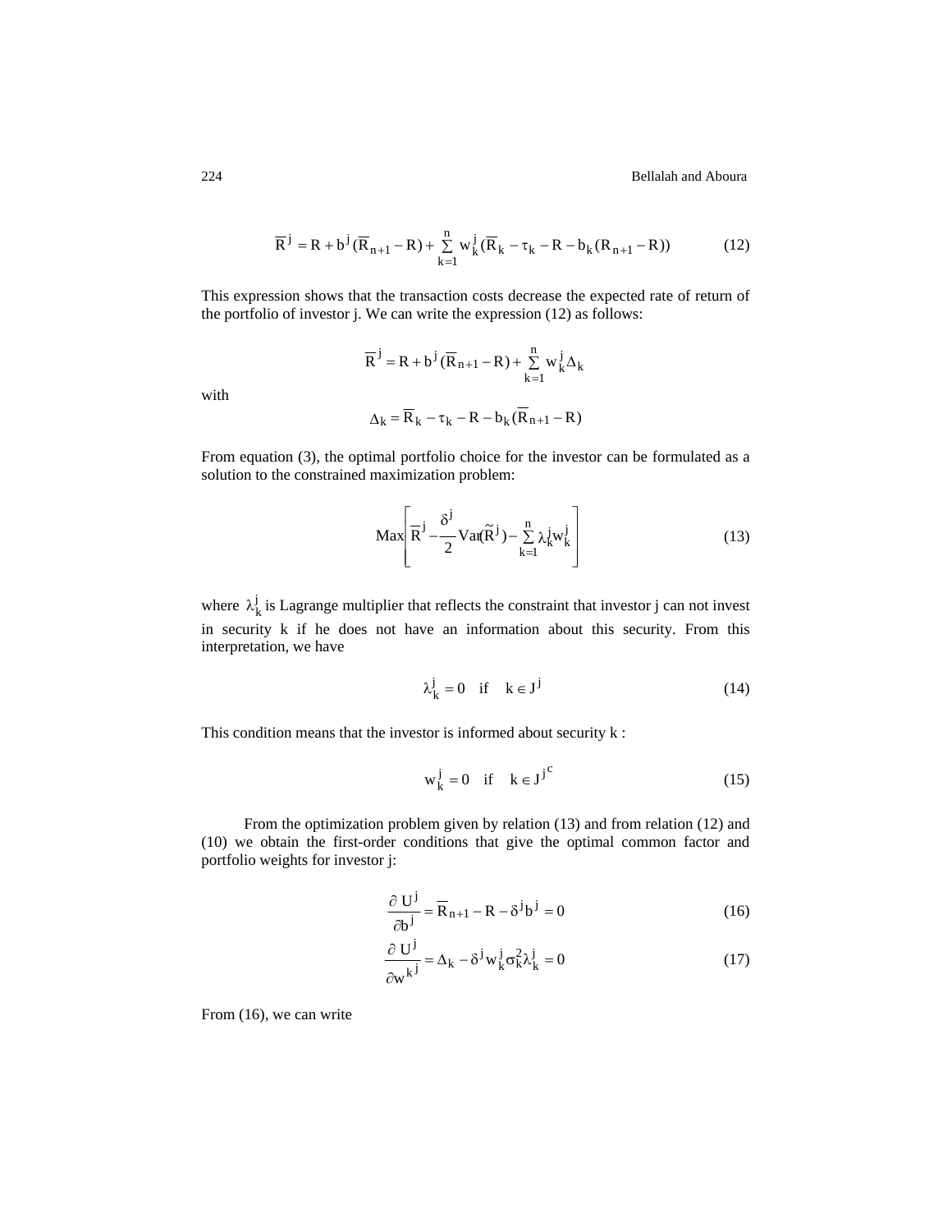$$\overline{R}^{j} = R + b^{j}(\overline{R}_{n+1} - R) + \sum_{k=1}^{n} w_{k}^{j}(\overline{R}_{k} - \tau_{k} - R - b_{k}(R_{n+1} - R)) \tag{12}$$

This expression shows that the transaction costs decrease the expected rate of return of the portfolio of investor j. We can write the expression (12) as follows:

$$\overline{R}^{j} = R + b^{j}(\overline{R}_{n+1} - R) + \sum_{k=1}^{n} w_{k}^{j}\Delta_{k}$$

with

$$\Delta_{k} = \overline{R}_{k} - \tau_{k} - R - b_{k}(\overline{R}_{n+1} - R)$$

From equation (3), the optimal portfolio choice for the investor can be formulated as a solution to the constrained maximization problem:

$$\text{Max}\left[\overline{R}^{j} - \frac{\delta^{j}}{2}\text{Var}(\tilde{R}^{j}) - \sum_{k=1}^{n} \lambda_{k}^{j} w_{k}^{j}\right] \tag{13}$$

where $\lambda_{k}^{j}$ is Lagrange multiplier that reflects the constraint that investor j can not invest in security k if he does not have an information about this security. From this interpretation, we have

$$\lambda_{k}^{j} = 0 \quad \text{if} \quad k \in J^{j} \tag{14}$$

This condition means that the investor is informed about security k :

$$w_{k}^{j} = 0 \quad \text{if} \quad k \in J^{j^{c}} \tag{15}$$

From the optimization problem given by relation (13) and from relation (12) and (10) we obtain the first-order conditions that give the optimal common factor and portfolio weights for investor j:

$$\frac{\partial U^{j}}{\partial b^{j}} = \overline{R}_{n+1} - R - \delta^{j} b^{j} = 0 \tag{16}$$

$$\frac{\partial U^{j}}{\partial w_{k}^{j}} = \Delta_{k} - \delta^{j} w_{k}^{j} \sigma_{k}^{2} \lambda_{k}^{j} = 0 \tag{17}$$

From (16), we can write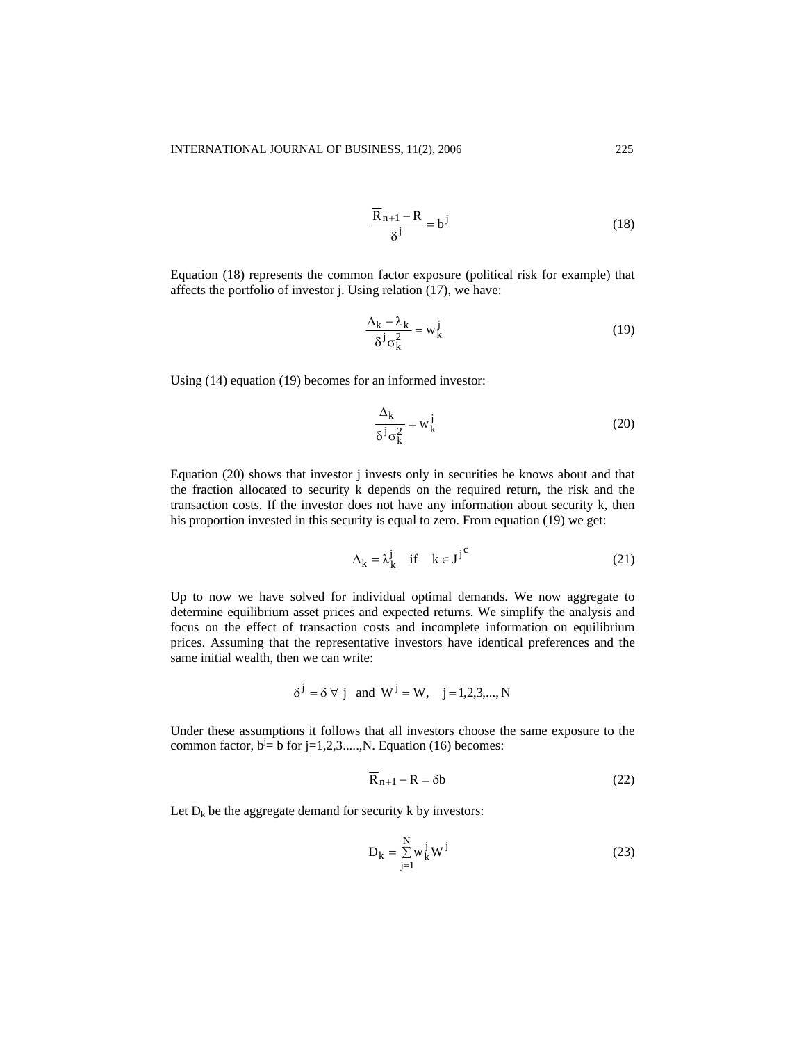$$\frac{\overline{R}_{n+1} - R}{\delta^j} = b^j \tag{18}$$

Equation (18) represents the common factor exposure (political risk for example) that affects the portfolio of investor j. Using relation (17), we have:

$$\frac{\Delta_k - \lambda_k}{\delta^j \sigma_k^2} = w_k^j \tag{19}$$

Using (14) equation (19) becomes for an informed investor:

$$\frac{\Delta_k}{\delta^j \sigma_k^2} = w_k^j \tag{20}$$

Equation (20) shows that investor j invests only in securities he knows about and that the fraction allocated to security k depends on the required return, the risk and the transaction costs. If the investor does not have any information about security k, then his proportion invested in this security is equal to zero. From equation (19) we get:

$$\Delta_k = \lambda_k^j \quad \text{if} \quad k \in J^{j^c} \tag{21}$$

Up to now we have solved for individual optimal demands. We now aggregate to determine equilibrium asset prices and expected returns. We simplify the analysis and focus on the effect of transaction costs and incomplete information on equilibrium prices. Assuming that the representative investors have identical preferences and the same initial wealth, then we can write:

$$\delta^j = \delta \ \forall \ j \ \text{ and } \ W^j = W, \quad j = 1,2,3,...,N$$

Under these assumptions it follows that all investors choose the same exposure to the common factor, $b^j = b$ for j=1,2,3.....,N. Equation (16) becomes:

$$\overline{R}_{n+1} - R = \delta b \tag{22}$$

Let $D_k$ be the aggregate demand for security k by investors:

$$D_k = \sum_{j=1}^{N} w_k^j W^j \tag{23}$$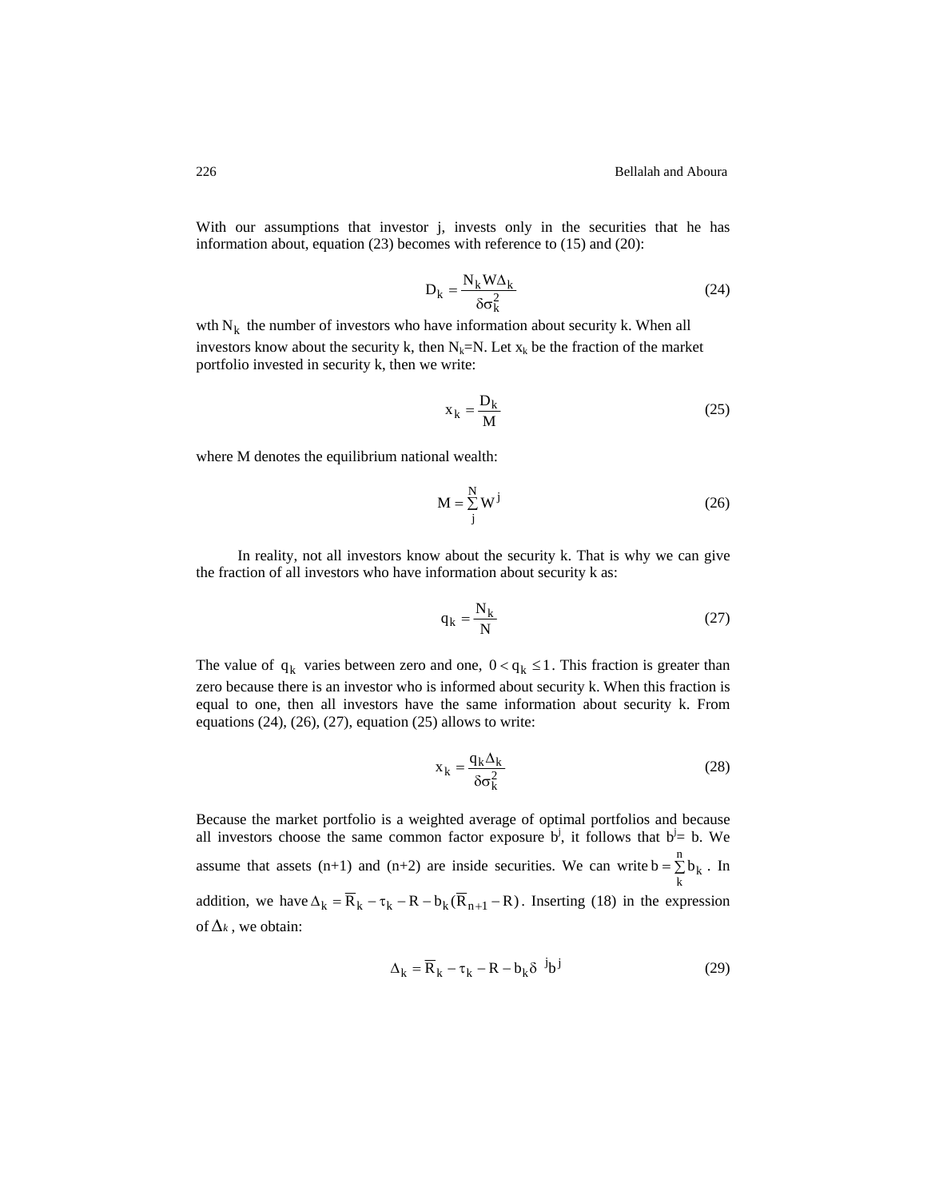With our assumptions that investor j, invests only in the securities that he has information about, equation (23) becomes with reference to (15) and (20):

$$D_k = \frac{N_k W \Delta_k}{\delta \sigma_k^2} \tag{24}$$

wth $N_k$ the number of investors who have information about security k. When all investors know about the security k, then $N_k$=N. Let $x_k$ be the fraction of the market portfolio invested in security k, then we write:

$$x_k = \frac{D_k}{M} \tag{25}$$

where M denotes the equilibrium national wealth:

$$M = \sum_{j}^{N} W^j \tag{26}$$

In reality, not all investors know about the security k. That is why we can give the fraction of all investors who have information about security k as:

$$q_k = \frac{N_k}{N} \tag{27}$$

The value of $q_k$ varies between zero and one, $0 < q_k \le 1$. This fraction is greater than zero because there is an investor who is informed about security k. When this fraction is equal to one, then all investors have the same information about security k. From equations (24), (26), (27), equation (25) allows to write:

$$x_k = \frac{q_k \Delta_k}{\delta \sigma_k^2} \tag{28}$$

Because the market portfolio is a weighted average of optimal portfolios and because all investors choose the same common factor exposure $b^j$, it follows that $b^j$= b. We assume that assets (n+1) and (n+2) are inside securities. We can write $b = \sum_{k}^{n} b_k$. In addition, we have $\Delta_k = \overline{R}_k - \tau_k - R - b_k(\overline{R}_{n+1} - R)$. Inserting (18) in the expression of $\Delta_k$, we obtain:

$$\Delta_k = \overline{R}_k - \tau_k - R - b_k \delta^j b^j \tag{29}$$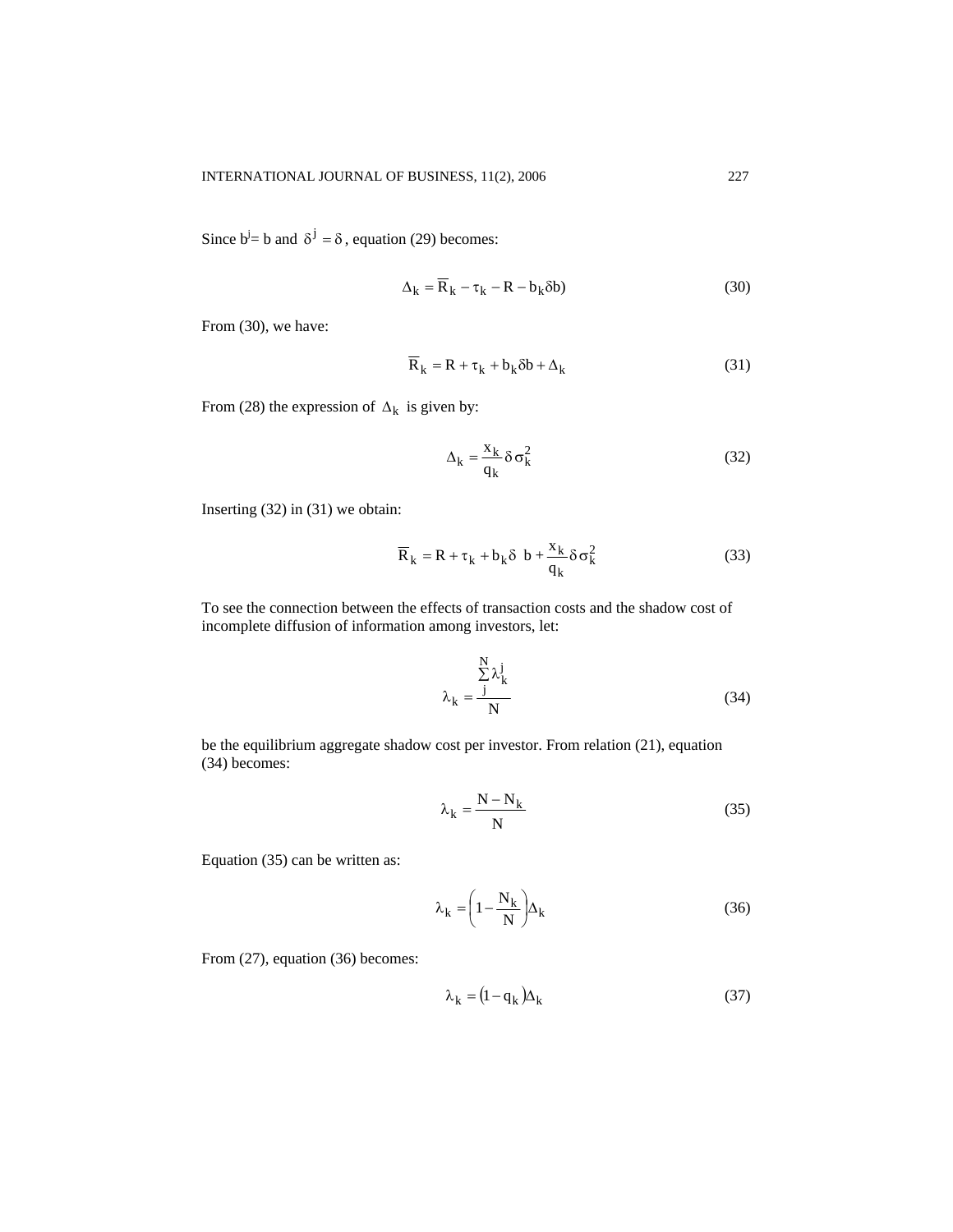Since $b^j = b$ and $\delta^j = \delta$, equation (29) becomes:

$$\Delta_k = \overline{R}_k - \tau_k - R - b_k \delta b) \tag{30}$$

From (30), we have:

$$\overline{R}_k = R + \tau_k + b_k \delta b + \Delta_k \tag{31}$$

From (28) the expression of $\Delta_k$ is given by:

$$\Delta_k = \frac{x_k}{q_k} \delta \sigma_k^2 \tag{32}$$

Inserting (32) in (31) we obtain:

$$\overline{R}_k = R + \tau_k + b_k \delta \; b + \frac{x_k}{q_k} \delta \sigma_k^2 \tag{33}$$

To see the connection between the effects of transaction costs and the shadow cost of incomplete diffusion of information among investors, let:

$$\lambda_k = \frac{\sum_j^N \lambda_k^j}{N} \tag{34}$$

be the equilibrium aggregate shadow cost per investor. From relation (21), equation (34) becomes:

$$\lambda_k = \frac{N - N_k}{N} \tag{35}$$

Equation (35) can be written as:

$$\lambda_k = \left(1 - \frac{N_k}{N}\right) \Delta_k \tag{36}$$

From (27), equation (36) becomes:

$$\lambda_k = (1 - q_k) \Delta_k \tag{37}$$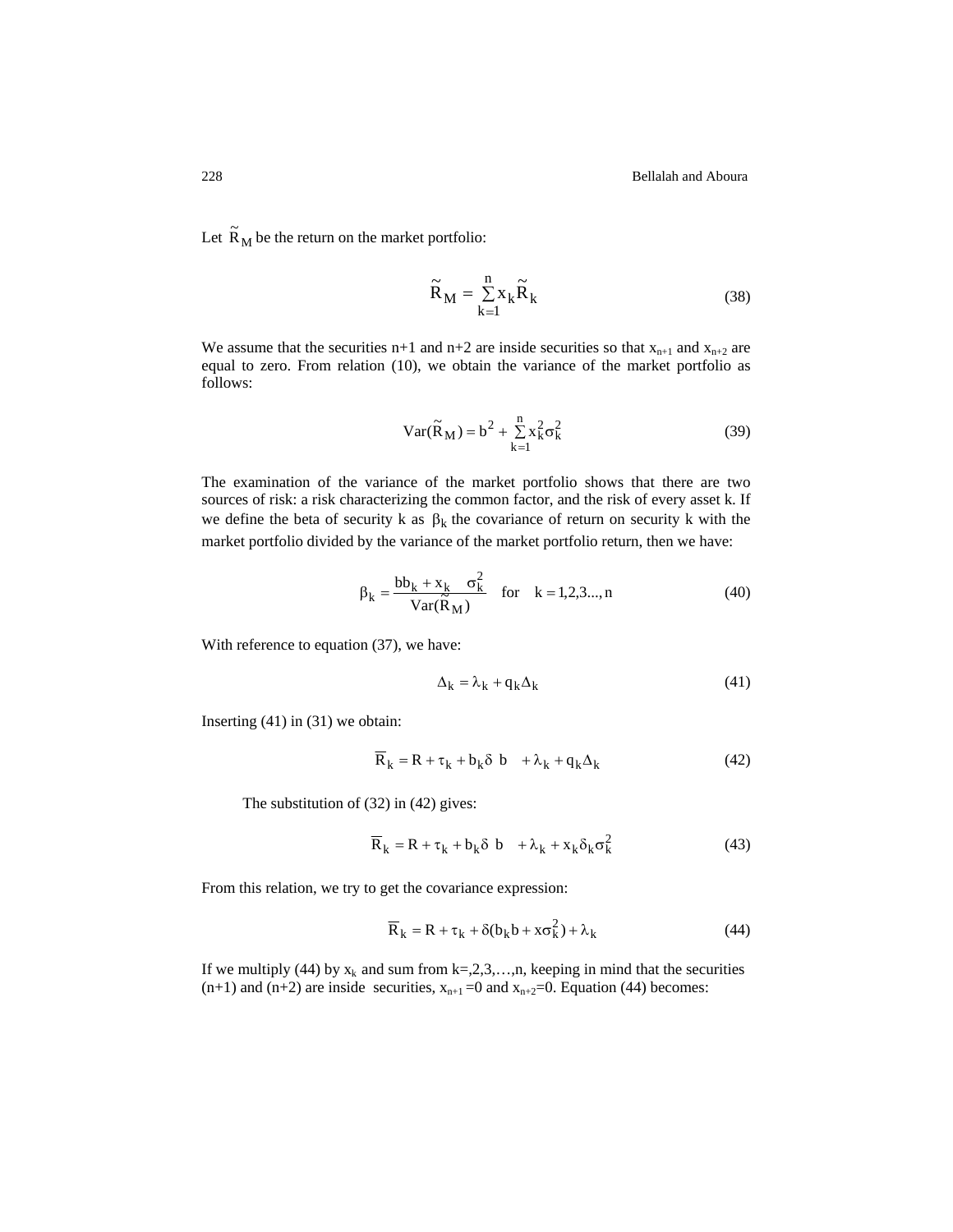Let $\tilde{R}_M$ be the return on the market portfolio:

$$\tilde{R}_M = \sum_{k=1}^{n} x_k \tilde{R}_k \tag{38}$$

We assume that the securities n+1 and n+2 are inside securities so that $x_{n+1}$ and $x_{n+2}$ are equal to zero. From relation (10), we obtain the variance of the market portfolio as follows:

$$\mathrm{Var}(\tilde{R}_M) = b^2 + \sum_{k=1}^{n} x_k^2 \sigma_k^2 \tag{39}$$

The examination of the variance of the market portfolio shows that there are two sources of risk: a risk characterizing the common factor, and the risk of every asset k. If we define the beta of security k as $\beta_k$ the covariance of return on security k with the market portfolio divided by the variance of the market portfolio return, then we have:

$$\beta_k = \frac{bb_k + x_k \quad \sigma_k^2}{\mathrm{Var}(\tilde{R}_M)} \quad \text{for} \quad k = 1,2,3...,n \tag{40}$$

With reference to equation (37), we have:

$$\Delta_k = \lambda_k + q_k \Delta_k \tag{41}$$

Inserting (41) in (31) we obtain:

$$\overline{R}_k = R + \tau_k + b_k \delta \;\; b \quad + \lambda_k + q_k \Delta_k \tag{42}$$

The substitution of (32) in (42) gives:

$$\overline{R}_k = R + \tau_k + b_k \delta \;\; b \quad + \lambda_k + x_k \delta_k \sigma_k^2 \tag{43}$$

From this relation, we try to get the covariance expression:

$$\overline{R}_k = R + \tau_k + \delta(b_k b + x\sigma_k^2) + \lambda_k \tag{44}$$

If we multiply (44) by $x_k$ and sum from k=,2,3,…,n, keeping in mind that the securities (n+1) and (n+2) are inside securities, $x_{n+1}$ =0 and $x_{n+2}$=0. Equation (44) becomes: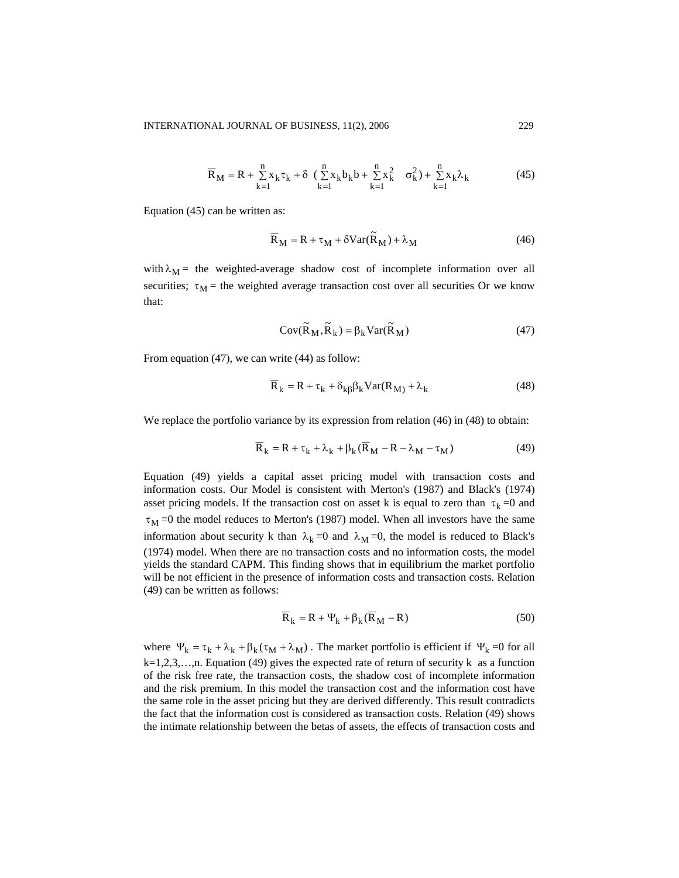$$\overline{R}_M = R + \sum_{k=1}^{n} x_k \tau_k + \delta \ (\sum_{k=1}^{n} x_k b_k b + \sum_{k=1}^{n} x_k^2 \quad \sigma_k^2) + \sum_{k=1}^{n} x_k \lambda_k \tag{45}$$

Equation (45) can be written as:

$$\overline{R}_M = R + \tau_M + \delta \mathrm{Var}(\tilde{R}_M) + \lambda_M \tag{46}$$

with $\lambda_M$ = the weighted-average shadow cost of incomplete information over all securities; $\tau_M$ = the weighted average transaction cost over all securities Or we know that:

$$\mathrm{Cov}(\tilde{R}_M, \tilde{R}_k) = \beta_k \mathrm{Var}(\tilde{R}_M) \tag{47}$$

From equation (47), we can write (44) as follow:

$$\overline{R}_k = R + \tau_k + \delta_{k\beta} \beta_k \mathrm{Var}(R_{M)} + \lambda_k \tag{48}$$

We replace the portfolio variance by its expression from relation (46) in (48) to obtain:

$$\overline{R}_k = R + \tau_k + \lambda_k + \beta_k (\overline{R}_M - R - \lambda_M - \tau_M) \tag{49}$$

Equation (49) yields a capital asset pricing model with transaction costs and information costs. Our Model is consistent with Merton's (1987) and Black's (1974) asset pricing models. If the transaction cost on asset k is equal to zero than $\tau_k$ =0 and $\tau_M$ =0 the model reduces to Merton's (1987) model. When all investors have the same information about security k than $\lambda_k$ =0 and $\lambda_M$ =0, the model is reduced to Black's (1974) model. When there are no transaction costs and no information costs, the model yields the standard CAPM. This finding shows that in equilibrium the market portfolio will be not efficient in the presence of information costs and transaction costs. Relation (49) can be written as follows:

$$\overline{R}_k = R + \Psi_k + \beta_k (\overline{R}_M - R) \tag{50}$$

where $\Psi_k = \tau_k + \lambda_k + \beta_k (\tau_M + \lambda_M)$ . The market portfolio is efficient if $\Psi_k$ =0 for all k=1,2,3,…,n. Equation (49) gives the expected rate of return of security k as a function of the risk free rate, the transaction costs, the shadow cost of incomplete information and the risk premium. In this model the transaction cost and the information cost have the same role in the asset pricing but they are derived differently. This result contradicts the fact that the information cost is considered as transaction costs. Relation (49) shows the intimate relationship between the betas of assets, the effects of transaction costs and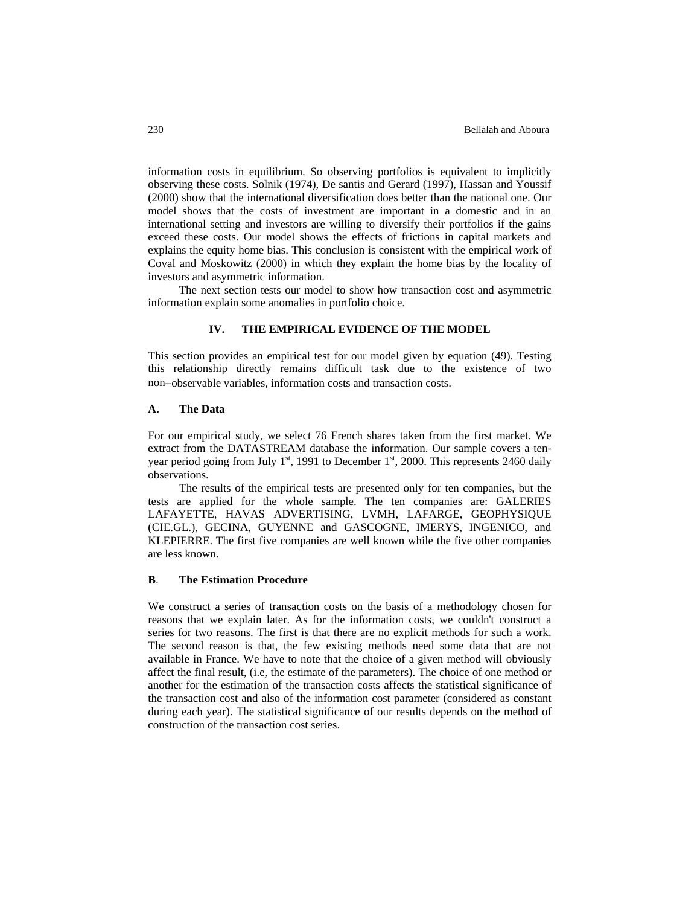information costs in equilibrium. So observing portfolios is equivalent to implicitly observing these costs. Solnik (1974), De santis and Gerard (1997), Hassan and Youssif (2000) show that the international diversification does better than the national one. Our model shows that the costs of investment are important in a domestic and in an international setting and investors are willing to diversify their portfolios if the gains exceed these costs. Our model shows the effects of frictions in capital markets and explains the equity home bias. This conclusion is consistent with the empirical work of Coval and Moskowitz (2000) in which they explain the home bias by the locality of investors and asymmetric information.

The next section tests our model to show how transaction cost and asymmetric information explain some anomalies in portfolio choice.

## IV. THE EMPIRICAL EVIDENCE OF THE MODEL

This section provides an empirical test for our model given by equation (49). Testing this relationship directly remains difficult task due to the existence of two non−observable variables, information costs and transaction costs.

### A. The Data

For our empirical study, we select 76 French shares taken from the first market. We extract from the DATASTREAM database the information. Our sample covers a ten-year period going from July 1st, 1991 to December 1st, 2000. This represents 2460 daily observations.

The results of the empirical tests are presented only for ten companies, but the tests are applied for the whole sample. The ten companies are: GALERIES LAFAYETTE, HAVAS ADVERTISING, LVMH, LAFARGE, GEOPHYSIQUE (CIE.GL.), GECINA, GUYENNE and GASCOGNE, IMERYS, INGENICO, and KLEPIERRE. The first five companies are well known while the five other companies are less known.

### B. The Estimation Procedure

We construct a series of transaction costs on the basis of a methodology chosen for reasons that we explain later. As for the information costs, we couldn't construct a series for two reasons. The first is that there are no explicit methods for such a work. The second reason is that, the few existing methods need some data that are not available in France. We have to note that the choice of a given method will obviously affect the final result, (i.e, the estimate of the parameters). The choice of one method or another for the estimation of the transaction costs affects the statistical significance of the transaction cost and also of the information cost parameter (considered as constant during each year). The statistical significance of our results depends on the method of construction of the transaction cost series.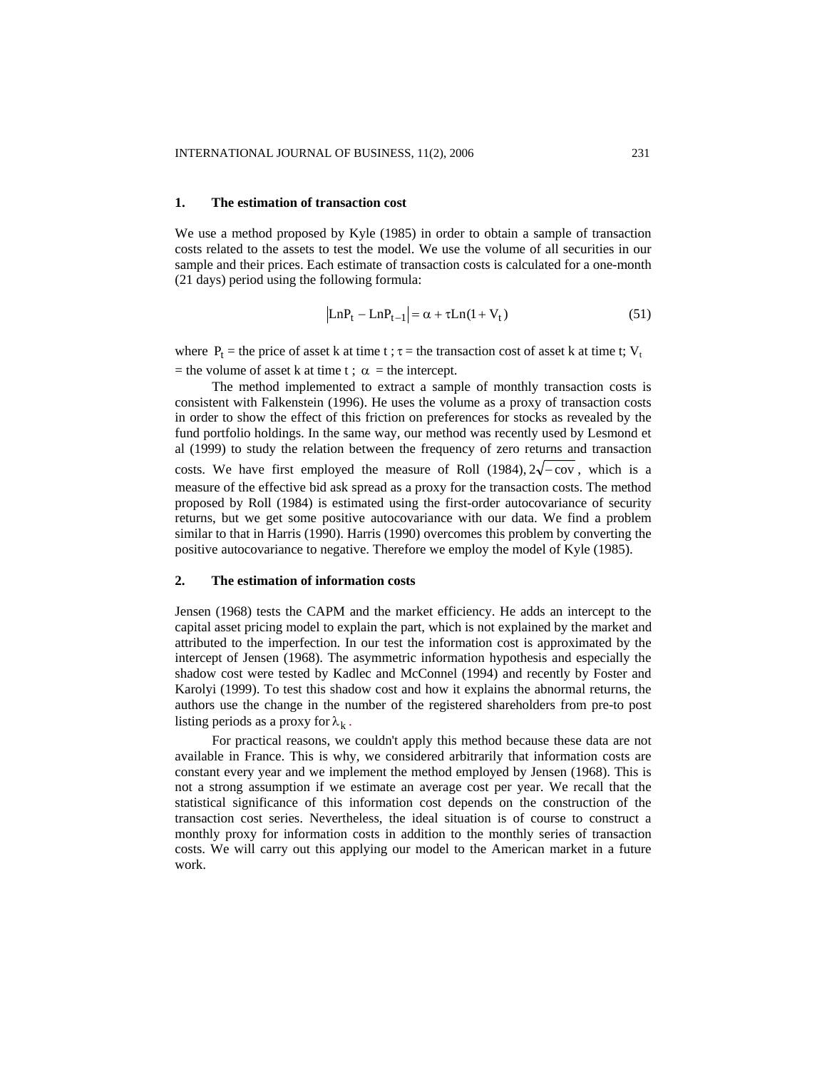## 1. The estimation of transaction cost

We use a method proposed by Kyle (1985) in order to obtain a sample of transaction costs related to the assets to test the model. We use the volume of all securities in our sample and their prices. Each estimate of transaction costs is calculated for a one-month (21 days) period using the following formula:

$$\left|\text{LnP}_t - \text{LnP}_{t-1}\right| = \alpha + \tau \text{Ln}(1 + V_t) \tag{51}$$

where $P_t$ = the price of asset k at time t ; $\tau$ = the transaction cost of asset k at time t; $V_t$ = the volume of asset k at time t ; $\alpha$ = the intercept.

The method implemented to extract a sample of monthly transaction costs is consistent with Falkenstein (1996). He uses the volume as a proxy of transaction costs in order to show the effect of this friction on preferences for stocks as revealed by the fund portfolio holdings. In the same way, our method was recently used by Lesmond et al (1999) to study the relation between the frequency of zero returns and transaction costs. We have first employed the measure of Roll (1984), $2\sqrt{-\text{cov}}$, which is a measure of the effective bid ask spread as a proxy for the transaction costs. The method proposed by Roll (1984) is estimated using the first-order autocovariance of security returns, but we get some positive autocovariance with our data. We find a problem similar to that in Harris (1990). Harris (1990) overcomes this problem by converting the positive autocovariance to negative. Therefore we employ the model of Kyle (1985).

## 2. The estimation of information costs

Jensen (1968) tests the CAPM and the market efficiency. He adds an intercept to the capital asset pricing model to explain the part, which is not explained by the market and attributed to the imperfection. In our test the information cost is approximated by the intercept of Jensen (1968). The asymmetric information hypothesis and especially the shadow cost were tested by Kadlec and McConnel (1994) and recently by Foster and Karolyi (1999). To test this shadow cost and how it explains the abnormal returns, the authors use the change in the number of the registered shareholders from pre-to post listing periods as a proxy for $\lambda_k$.

For practical reasons, we couldn't apply this method because these data are not available in France. This is why, we considered arbitrarily that information costs are constant every year and we implement the method employed by Jensen (1968). This is not a strong assumption if we estimate an average cost per year. We recall that the statistical significance of this information cost depends on the construction of the transaction cost series. Nevertheless, the ideal situation is of course to construct a monthly proxy for information costs in addition to the monthly series of transaction costs. We will carry out this applying our model to the American market in a future work.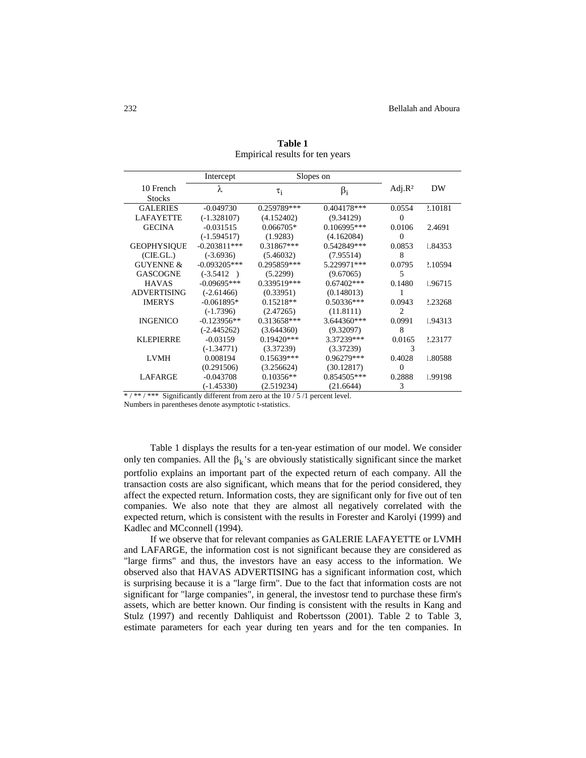**Table 1**
Empirical results for ten years

| | Intercept | Slopes on | | | |
|---|---|---|---|---|---|
| 10 French Stocks | $\lambda$ | $\tau_i$ | $\beta_i$ | Adj.R² | DW |
| GALERIES LAFAYETTE | -0.049730<br>(-1.328107) | 0.259789***<br>(4.152402) | 0.404178***<br>(9.34129) | 0.05540 | 2.10181 |
| GECINA | -0.031515<br>(-1.594517) | 0.066705*<br>(1.9283) | 0.106995***<br>(4.162084) | 0.01060 | 2.4691 |
| GEOPHYSIQUE (CIE.GL.) | -0.203811***<br>(-3.6936) | 0.31867***<br>(5.46032) | 0.542849***<br>(7.95514) | 0.08538 | 1.84353 |
| GUYENNE & GASCOGNE | -0.093205***<br>(-3.5412 ) | 0.295859***<br>(5.2299) | 5.229971***<br>(9.67065) | 0.07955 | 2.10594 |
| HAVAS ADVERTISING | -0.09695***<br>(-2.61466) | 0.339519***<br>(0.33951) | 0.67402***<br>(0.148013) | 0.14801 | 1.96715 |
| IMERYS | -0.061895*<br>(-1.7396) | 0.15218**<br>(2.47265) | 0.50336***<br>(11.8111) | 0.09432 | 2.23268 |
| INGENICO | -0.123956**<br>(-2.445262) | 0.313658***<br>(3.644360) | 3.644360***<br>(9.32097) | 0.09918 | 1.94313 |
| KLEPIERRE | -0.03159<br>(-1.34771) | 0.19420***<br>(3.37239) | 3.37239***<br>(3.37239) | 0.01653 | 2.23177 |
| LVMH | 0.008194<br>(0.291506) | 0.15639***<br>(3.256624) | 0.96279***<br>(30.12817) | 0.40280 | 1.80588 |
| LAFARGE | -0.043708<br>(-1.45330) | 0.10356**<br>(2.519234) | 0.854505***<br>(21.6644) | 0.28883 | 1.99198 |

\* / ** / *** Significantly different from zero at the 10 / 5 /1 percent level.
Numbers in parentheses denote asymptotic t-statistics.

Table 1 displays the results for a ten-year estimation of our model. We consider only ten companies. All the $\beta_k$'s are obviously statistically significant since the market portfolio explains an important part of the expected return of each company. All the transaction costs are also significant, which means that for the period considered, they affect the expected return. Information costs, they are significant only for five out of ten companies. We also note that they are almost all negatively correlated with the expected return, which is consistent with the results in Forester and Karolyi (1999) and Kadlec and MCconnell (1994).

If we observe that for relevant companies as GALERIE LAFAYETTE or LVMH and LAFARGE, the information cost is not significant because they are considered as "large firms" and thus, the investors have an easy access to the information. We observed also that HAVAS ADVERTISING has a significant information cost, which is surprising because it is a "large firm". Due to the fact that information costs are not significant for "large companies", in general, the investosr tend to purchase these firm's assets, which are better known. Our finding is consistent with the results in Kang and Stulz (1997) and recently Dahliquist and Robertsson (2001). Table 2 to Table 3, estimate parameters for each year during ten years and for the ten companies. In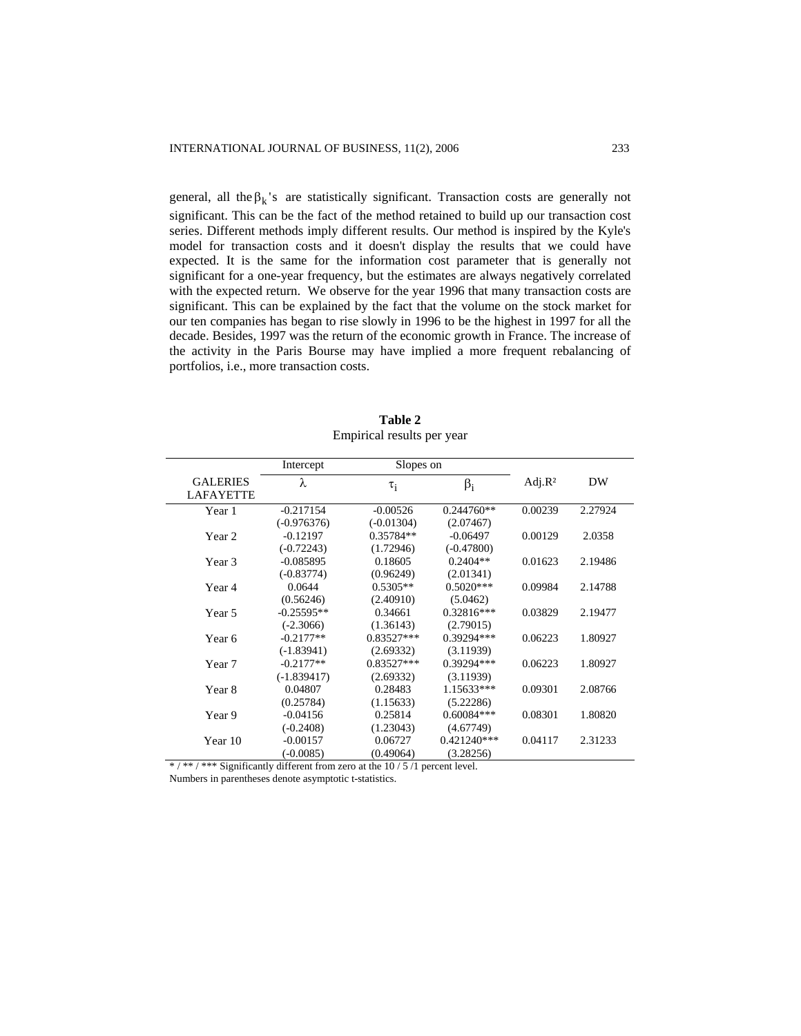general, all the $\beta_k$'s are statistically significant. Transaction costs are generally not significant. This can be the fact of the method retained to build up our transaction cost series. Different methods imply different results. Our method is inspired by the Kyle's model for transaction costs and it doesn't display the results that we could have expected. It is the same for the information cost parameter that is generally not significant for a one-year frequency, but the estimates are always negatively correlated with the expected return. We observe for the year 1996 that many transaction costs are significant. This can be explained by the fact that the volume on the stock market for our ten companies has began to rise slowly in 1996 to be the highest in 1997 for all the decade. Besides, 1997 was the return of the economic growth in France. The increase of the activity in the Paris Bourse may have implied a more frequent rebalancing of portfolios, i.e., more transaction costs.

**Table 2**
Empirical results per year

| | Intercept | Slopes on | | | |
|---|---|---|---|---|---|
| GALERIES LAFAYETTE | $\lambda$ | $\tau_i$ | $\beta_i$ | Adj.R² | DW |
| Year 1 | -0.217154 | -0.00526 | 0.244760** | 0.00239 | 2.27924 |
| | (-0.976376) | (-0.01304) | (2.07467) | | |
| Year 2 | -0.12197 | 0.35784** | -0.06497 | 0.00129 | 2.0358 |
| | (-0.72243) | (1.72946) | (-0.47800) | | |
| Year 3 | -0.085895 | 0.18605 | 0.2404** | 0.01623 | 2.19486 |
| | (-0.83774) | (0.96249) | (2.01341) | | |
| Year 4 | 0.0644 | 0.5305** | 0.5020*** | 0.09984 | 2.14788 |
| | (0.56246) | (2.40910) | (5.0462) | | |
| Year 5 | -0.25595** | 0.34661 | 0.32816*** | 0.03829 | 2.19477 |
| | (-2.3066) | (1.36143) | (2.79015) | | |
| Year 6 | -0.2177** | 0.83527*** | 0.39294*** | 0.06223 | 1.80927 |
| | (-1.83941) | (2.69332) | (3.11939) | | |
| Year 7 | -0.2177** | 0.83527*** | 0.39294*** | 0.06223 | 1.80927 |
| | (-1.839417) | (2.69332) | (3.11939) | | |
| Year 8 | 0.04807 | 0.28483 | 1.15633*** | 0.09301 | 2.08766 |
| | (0.25784) | (1.15633) | (5.22286) | | |
| Year 9 | -0.04156 | 0.25814 | 0.60084*** | 0.08301 | 1.80820 |
| | (-0.2408) | (1.23043) | (4.67749) | | |
| Year 10 | -0.00157 | 0.06727 | 0.421240*** | 0.04117 | 2.31233 |
| | (-0.0085) | (0.49064) | (3.28256) | | |

* / ** / *** Significantly different from zero at the 10 / 5 /1 percent level.
Numbers in parentheses denote asymptotic t-statistics.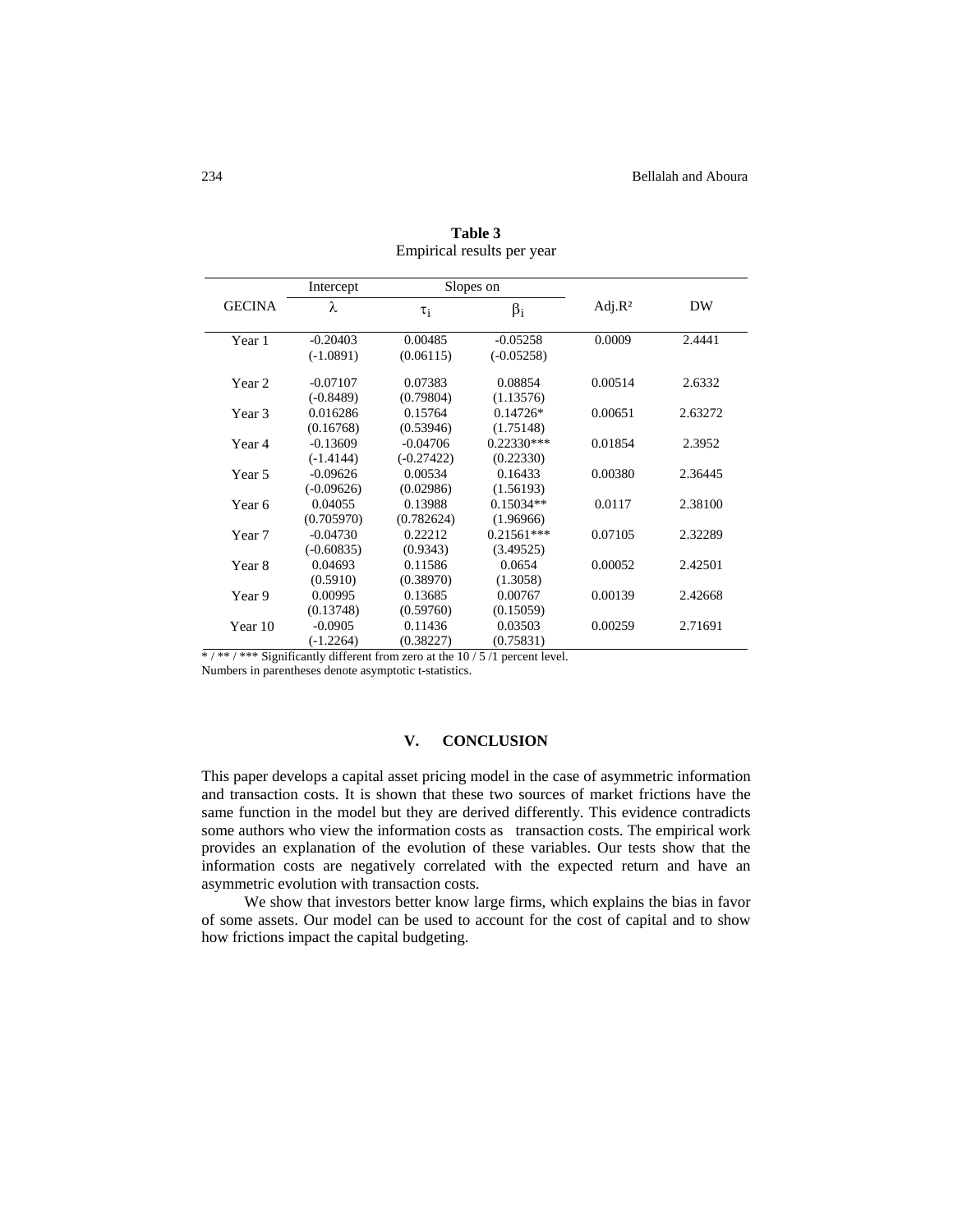**Table 3**
Empirical results per year

| | Intercept | Slopes on | | | |
|---|---|---|---|---|---|
| GECINA | $\lambda$ | $\tau_i$ | $\beta_i$ | Adj.R² | DW |
| Year 1 | -0.20403 | 0.00485 | -0.05258 | 0.0009 | 2.4441 |
| | (-1.0891) | (0.06115) | (-0.05258) | | |
| Year 2 | -0.07107 | 0.07383 | 0.08854 | 0.00514 | 2.6332 |
| | (-0.8489) | (0.79804) | (1.13576) | | |
| Year 3 | 0.016286 | 0.15764 | 0.14726* | 0.00651 | 2.63272 |
| | (0.16768) | (0.53946) | (1.75148) | | |
| Year 4 | -0.13609 | -0.04706 | 0.22330*** | 0.01854 | 2.3952 |
| | (-1.4144) | (-0.27422) | (0.22330) | | |
| Year 5 | -0.09626 | 0.00534 | 0.16433 | 0.00380 | 2.36445 |
| | (-0.09626) | (0.02986) | (1.56193) | | |
| Year 6 | 0.04055 | 0.13988 | 0.15034** | 0.0117 | 2.38100 |
| | (0.705970) | (0.782624) | (1.96966) | | |
| Year 7 | -0.04730 | 0.22212 | 0.21561*** | 0.07105 | 2.32289 |
| | (-0.60835) | (0.9343) | (3.49525) | | |
| Year 8 | 0.04693 | 0.11586 | 0.0654 | 0.00052 | 2.42501 |
| | (0.5910) | (0.38970) | (1.3058) | | |
| Year 9 | 0.00995 | 0.13685 | 0.00767 | 0.00139 | 2.42668 |
| | (0.13748) | (0.59760) | (0.15059) | | |
| Year 10 | -0.0905 | 0.11436 | 0.03503 | 0.00259 | 2.71691 |
| | (-1.2264) | (0.38227) | (0.75831) | | |

* / ** / *** Significantly different from zero at the 10 / 5 /1 percent level.
Numbers in parentheses denote asymptotic t-statistics.

## V. CONCLUSION

This paper develops a capital asset pricing model in the case of asymmetric information and transaction costs. It is shown that these two sources of market frictions have the same function in the model but they are derived differently. This evidence contradicts some authors who view the information costs as transaction costs. The empirical work provides an explanation of the evolution of these variables. Our tests show that the information costs are negatively correlated with the expected return and have an asymmetric evolution with transaction costs.

We show that investors better know large firms, which explains the bias in favor of some assets. Our model can be used to account for the cost of capital and to show how frictions impact the capital budgeting.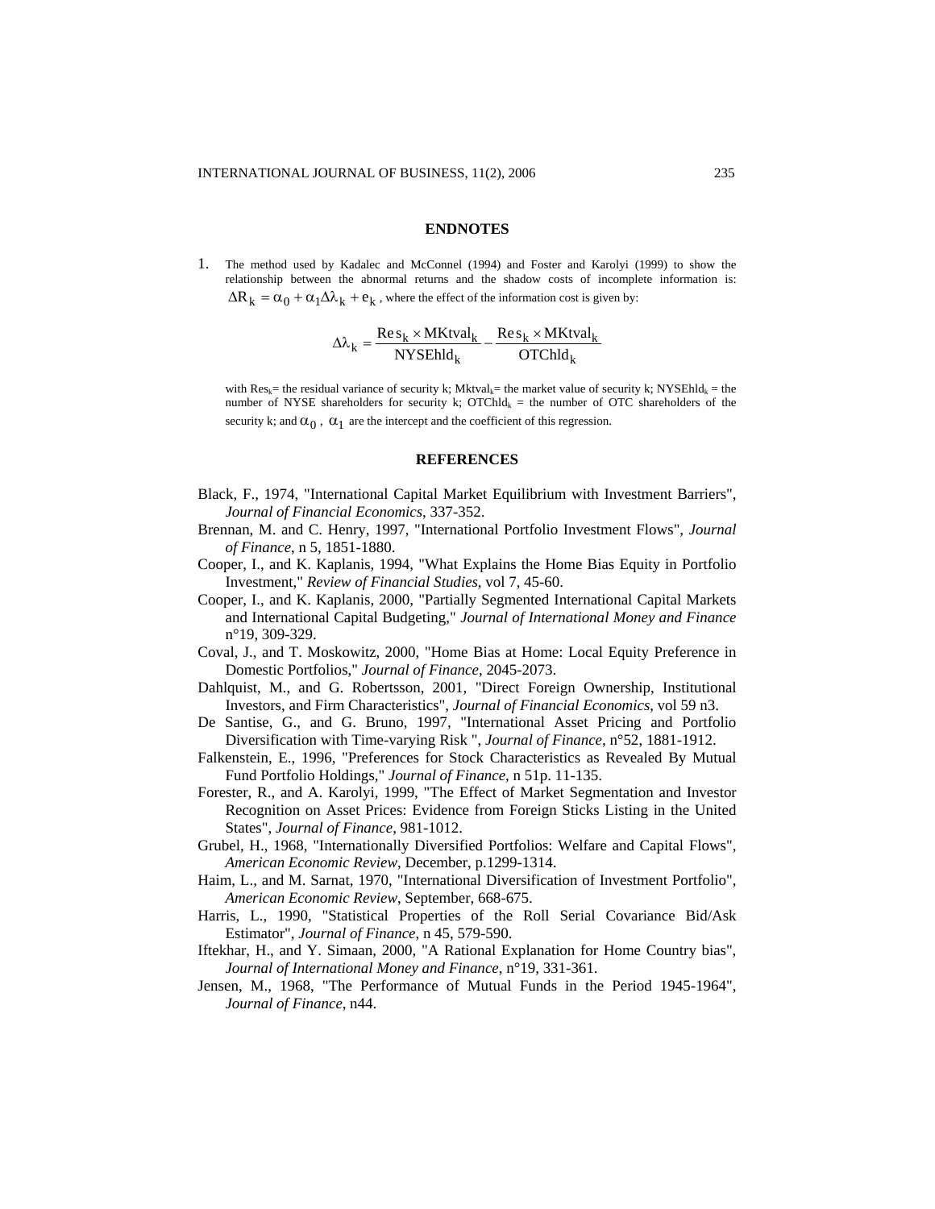## ENDNOTES

1. The method used by Kadalec and McConnel (1994) and Foster and Karolyi (1999) to show the relationship between the abnormal returns and the shadow costs of incomplete information is: $\Delta R_k = \alpha_0 + \alpha_1 \Delta\lambda_k + e_k$ , where the effect of the information cost is given by:

$$\Delta\lambda_k = \frac{Res_k \times MKtval_k}{NYSEhld_k} - \frac{Res_k \times MKtval_k}{OTChld_k}$$

with $Res_k$= the residual variance of security k; $Mktval_k$= the market value of security k; $NYSEhld_k$ = the number of NYSE shareholders for security k; $OTChld_k$ = the number of OTC shareholders of the security k; and $\alpha_0$ , $\alpha_1$ are the intercept and the coefficient of this regression.

## REFERENCES

Black, F., 1974, "International Capital Market Equilibrium with Investment Barriers", *Journal of Financial Economics*, 337-352.

Brennan, M. and C. Henry, 1997, "International Portfolio Investment Flows", *Journal of Finance*, n 5, 1851-1880.

Cooper, I., and K. Kaplanis, 1994, "What Explains the Home Bias Equity in Portfolio Investment," *Review of Financial Studies*, vol 7, 45-60.

Cooper, I., and K. Kaplanis, 2000, "Partially Segmented International Capital Markets and International Capital Budgeting," *Journal of International Money and Finance* n°19, 309-329.

Coval, J., and T. Moskowitz, 2000, "Home Bias at Home: Local Equity Preference in Domestic Portfolios," *Journal of Finance*, 2045-2073.

Dahlquist, M., and G. Robertsson, 2001, "Direct Foreign Ownership, Institutional Investors, and Firm Characteristics", *Journal of Financial Economics*, vol 59 n3.

De Santise, G., and G. Bruno, 1997, "International Asset Pricing and Portfolio Diversification with Time-varying Risk ", *Journal of Finance*, n°52, 1881-1912.

Falkenstein, E., 1996, "Preferences for Stock Characteristics as Revealed By Mutual Fund Portfolio Holdings," *Journal of Finance*, n 51p. 11-135.

Forester, R., and A. Karolyi, 1999, "The Effect of Market Segmentation and Investor Recognition on Asset Prices: Evidence from Foreign Sticks Listing in the United States", *Journal of Finance*, 981-1012.

Grubel, H., 1968, "Internationally Diversified Portfolios: Welfare and Capital Flows", *American Economic Review*, December, p.1299-1314.

Haim, L., and M. Sarnat, 1970, "International Diversification of Investment Portfolio", *American Economic Review*, September, 668-675.

Harris, L., 1990, "Statistical Properties of the Roll Serial Covariance Bid/Ask Estimator", *Journal of Finance*, n 45, 579-590.

Iftekhar, H., and Y. Simaan, 2000, "A Rational Explanation for Home Country bias", *Journal of International Money and Finance*, n°19, 331-361.

Jensen, M., 1968, "The Performance of Mutual Funds in the Period 1945-1964", *Journal of Finance*, n44.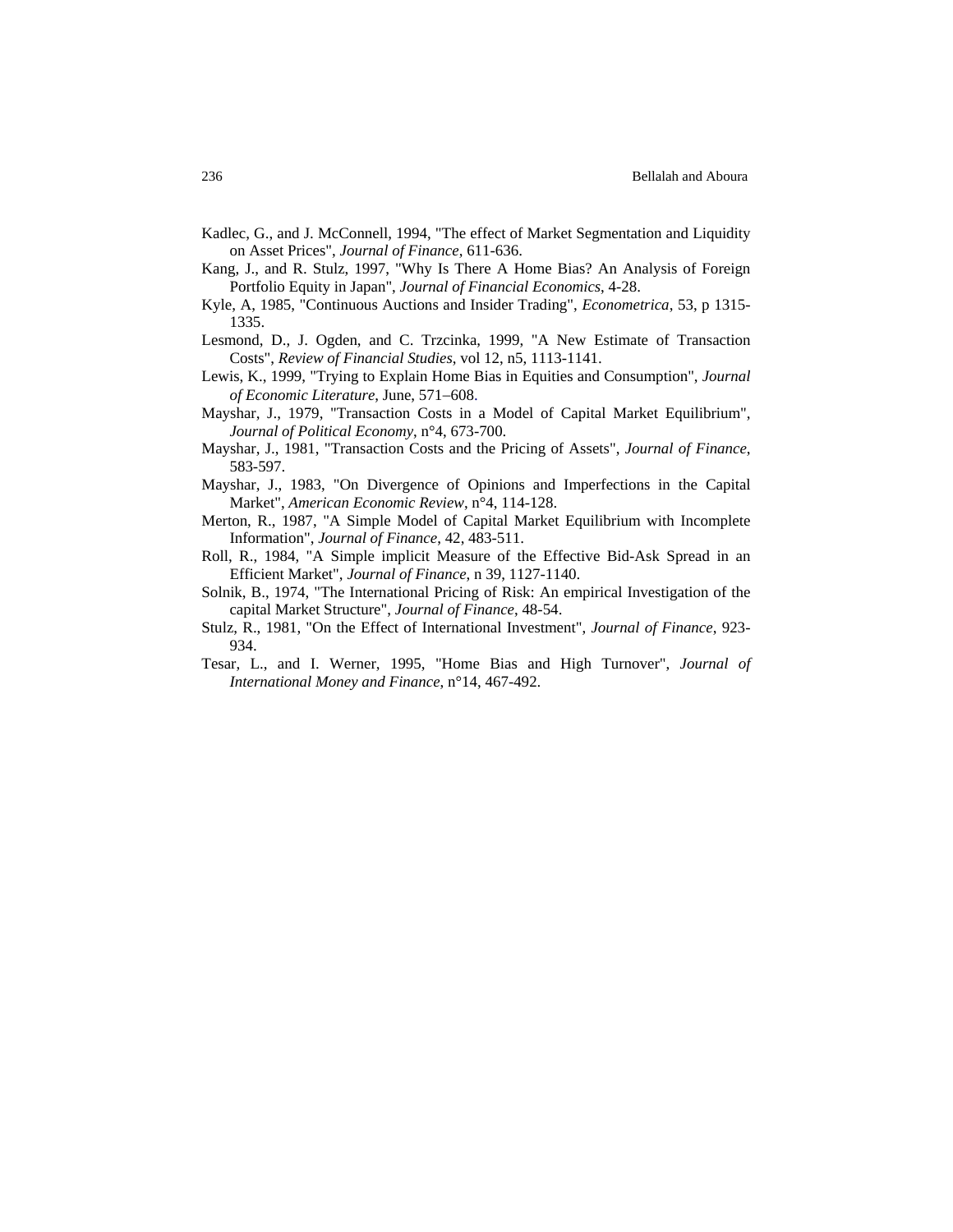Kadlec, G., and J. McConnell, 1994, "The effect of Market Segmentation and Liquidity on Asset Prices", *Journal of Finance*, 611-636.

Kang, J., and R. Stulz, 1997, "Why Is There A Home Bias? An Analysis of Foreign Portfolio Equity in Japan", *Journal of Financial Economics*, 4-28.

Kyle, A, 1985, "Continuous Auctions and Insider Trading", *Econometrica*, 53, p 1315-1335.

Lesmond, D., J. Ogden, and C. Trzcinka, 1999, "A New Estimate of Transaction Costs", *Review of Financial Studies*, vol 12, n5, 1113-1141.

Lewis, K., 1999, "Trying to Explain Home Bias in Equities and Consumption", *Journal of Economic Literature*, June, 571–608.

Mayshar, J., 1979, "Transaction Costs in a Model of Capital Market Equilibrium", *Journal of Political Economy*, n°4, 673-700.

Mayshar, J., 1981, "Transaction Costs and the Pricing of Assets", *Journal of Finance*, 583-597.

Mayshar, J., 1983, "On Divergence of Opinions and Imperfections in the Capital Market", *American Economic Review*, n°4, 114-128.

Merton, R., 1987, "A Simple Model of Capital Market Equilibrium with Incomplete Information", *Journal of Finance*, 42, 483-511.

Roll, R., 1984, "A Simple implicit Measure of the Effective Bid-Ask Spread in an Efficient Market", *Journal of Finance*, n 39, 1127-1140.

Solnik, B., 1974, "The International Pricing of Risk: An empirical Investigation of the capital Market Structure", *Journal of Finance*, 48-54.

Stulz, R., 1981, "On the Effect of International Investment", *Journal of Finance*, 923-934.

Tesar, L., and I. Werner, 1995, "Home Bias and High Turnover", *Journal of International Money and Finance*, n°14, 467-492.